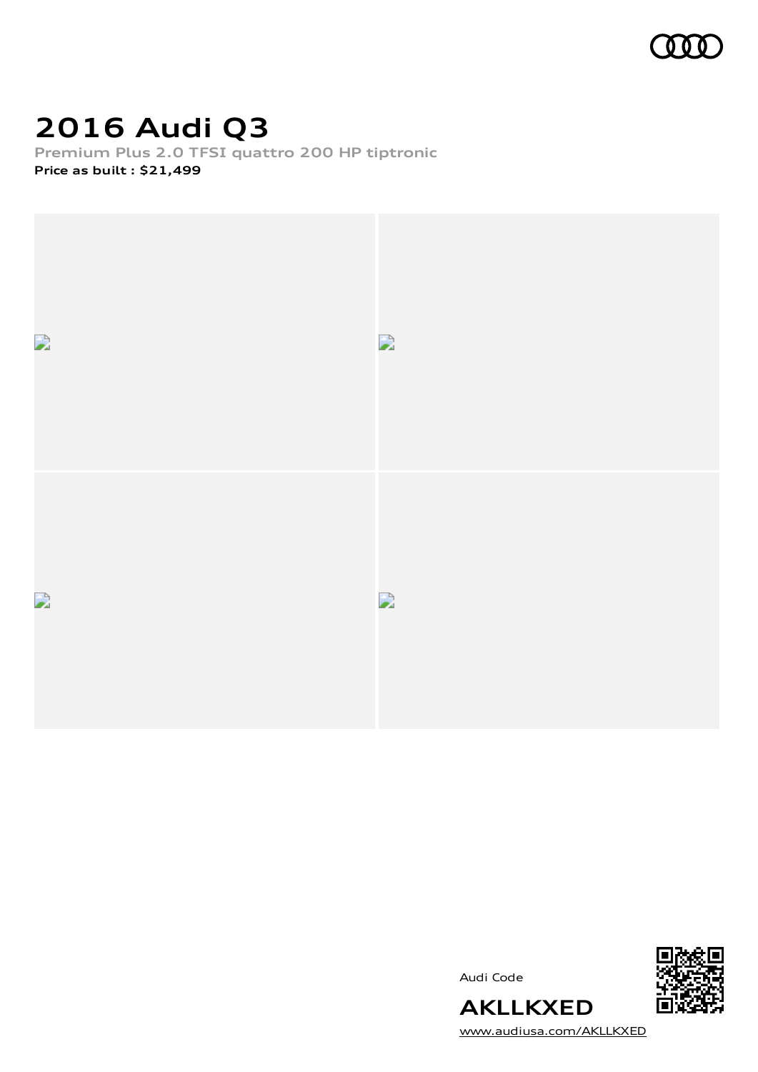# 2016 Audi Q3

**Premium Plus 2.0 TFSI quattro 200 HP tiptronic**

**Price as built : $21,499**

Audi Code

**AKLLKXED**

www.audiusa.com/AKLLKXED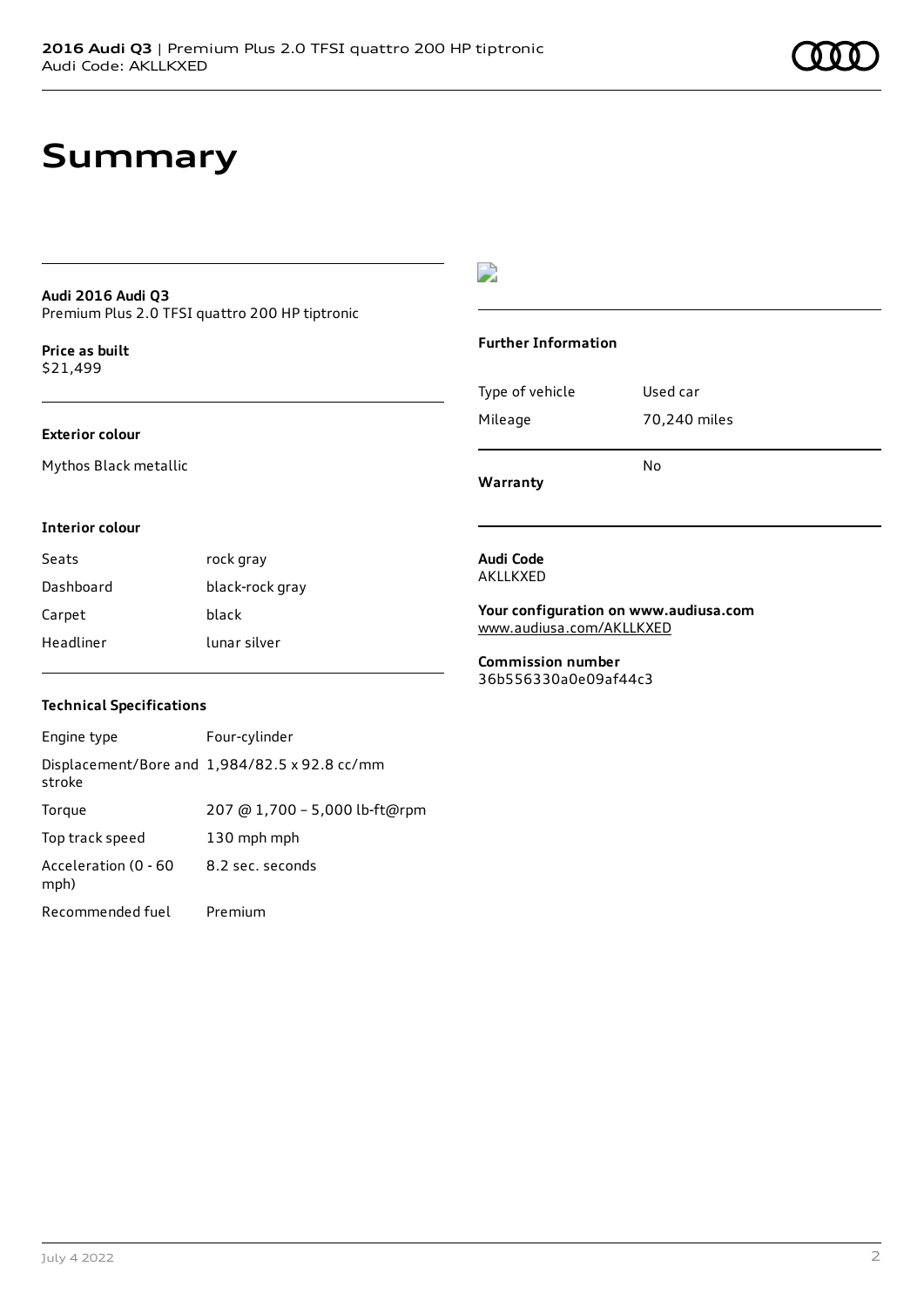# Summary

**Audi 2016 Audi Q3**
Premium Plus 2.0 TFSI quattro 200 HP tiptronic

**Price as built**
$21,499

**Exterior colour**

Mythos Black metallic

**Interior colour**

| Seats | rock gray |
| --- | --- |
| Dashboard | black-rock gray |
| Carpet | black |
| Headliner | lunar silver |

**Technical Specifications**

| Engine type | Four-cylinder |
| --- | --- |
| Displacement/Bore and stroke | 1,984/82.5 x 92.8 cc/mm |
| Torque | 207 @ 1,700 – 5,000 lb-ft@rpm |
| Top track speed | 130 mph mph |
| Acceleration (0 - 60 mph) | 8.2 sec. seconds |
| Recommended fuel | Premium |

**Further Information**

| Type of vehicle | Used car |
| --- | --- |
| Mileage | 70,240 miles |
| **Warranty** | No |

**Audi Code**
AKLLKXED

**Your configuration on www.audiusa.com**
www.audiusa.com/AKLLKXED

**Commission number**
36b556330a0e09af44c3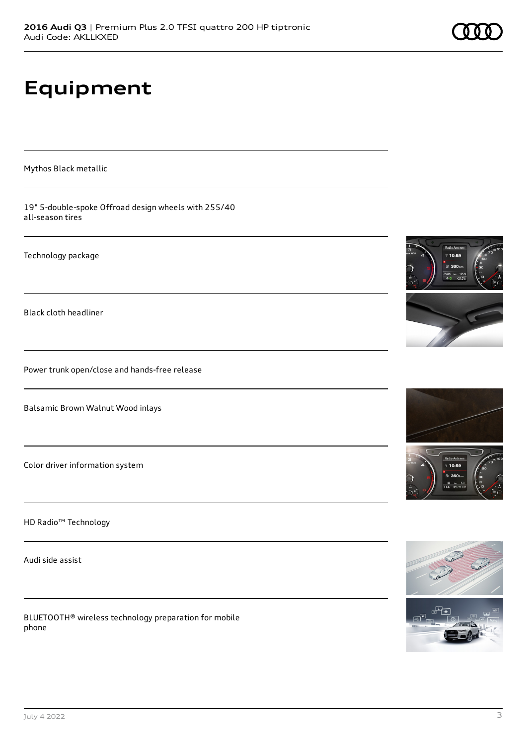# Equipment

Mythos Black metallic

19" 5-double-spoke Offroad design wheels with 255/40 all-season tires

Technology package

Black cloth headliner

Power trunk open/close and hands-free release

Balsamic Brown Walnut Wood inlays

Color driver information system

HD Radio™ Technology

Audi side assist

BLUETOOTH® wireless technology preparation for mobile phone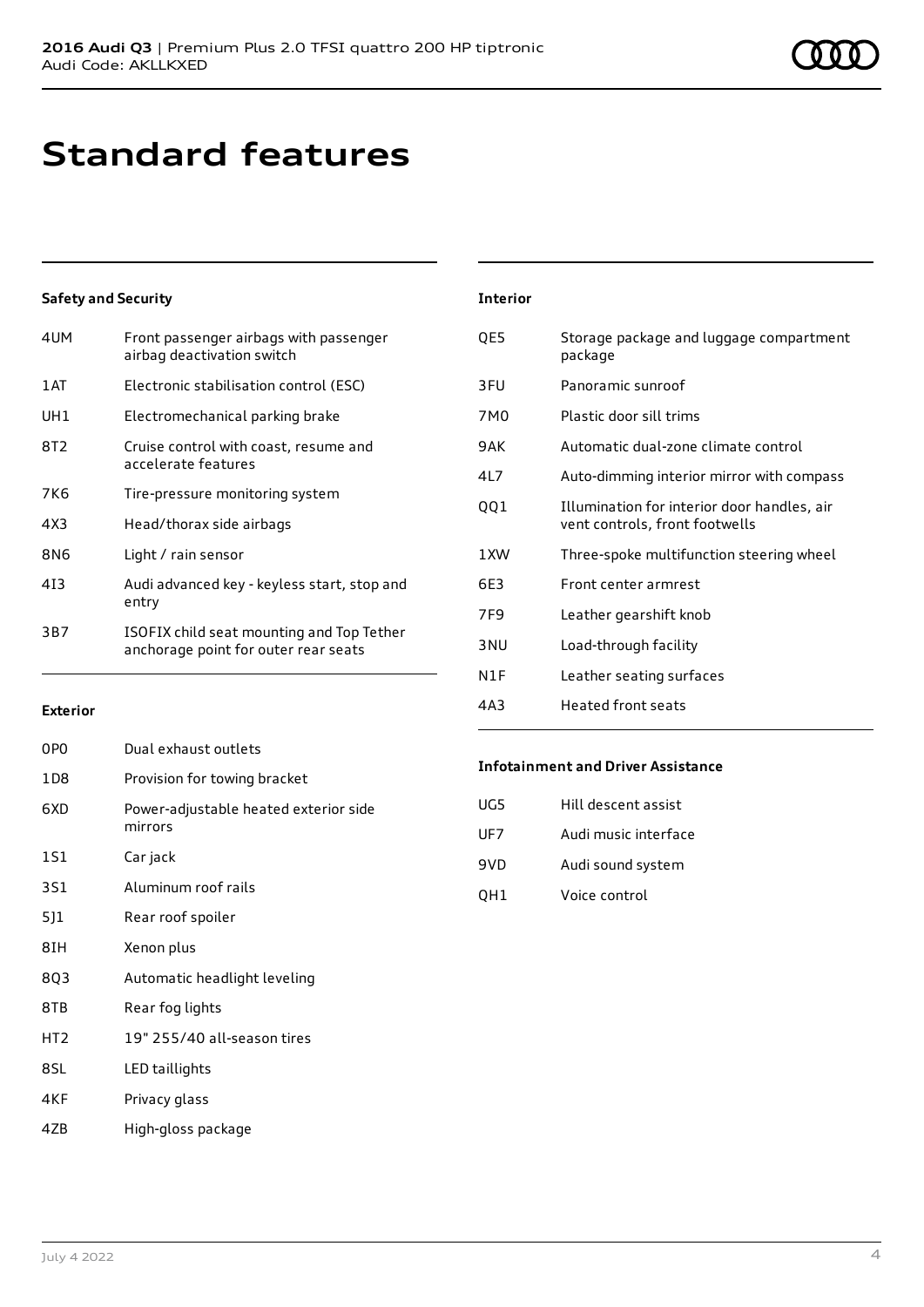# Standard features

### Safety and Security

| | |
|---|---|
| 4UM | Front passenger airbags with passenger airbag deactivation switch |
| 1AT | Electronic stabilisation control (ESC) |
| UH1 | Electromechanical parking brake |
| 8T2 | Cruise control with coast, resume and accelerate features |
| 7K6 | Tire-pressure monitoring system |
| 4X3 | Head/thorax side airbags |
| 8N6 | Light / rain sensor |
| 4I3 | Audi advanced key - keyless start, stop and entry |
| 3B7 | ISOFIX child seat mounting and Top Tether anchorage point for outer rear seats |

### Exterior

| | |
|---|---|
| 0P0 | Dual exhaust outlets |
| 1D8 | Provision for towing bracket |
| 6XD | Power-adjustable heated exterior side mirrors |
| 1S1 | Car jack |
| 3S1 | Aluminum roof rails |
| 5J1 | Rear roof spoiler |
| 8IH | Xenon plus |
| 8Q3 | Automatic headlight leveling |
| 8TB | Rear fog lights |
| HT2 | 19" 255/40 all-season tires |
| 8SL | LED taillights |
| 4KF | Privacy glass |
| 4ZB | High-gloss package |

### Interior

| | |
|---|---|
| QE5 | Storage package and luggage compartment package |
| 3FU | Panoramic sunroof |
| 7M0 | Plastic door sill trims |
| 9AK | Automatic dual-zone climate control |
| 4L7 | Auto-dimming interior mirror with compass |
| QQ1 | Illumination for interior door handles, air vent controls, front footwells |
| 1XW | Three-spoke multifunction steering wheel |
| 6E3 | Front center armrest |
| 7F9 | Leather gearshift knob |
| 3NU | Load-through facility |
| N1F | Leather seating surfaces |
| 4A3 | Heated front seats |

### Infotainment and Driver Assistance

| | |
|---|---|
| UG5 | Hill descent assist |
| UF7 | Audi music interface |
| 9VD | Audi sound system |
| QH1 | Voice control |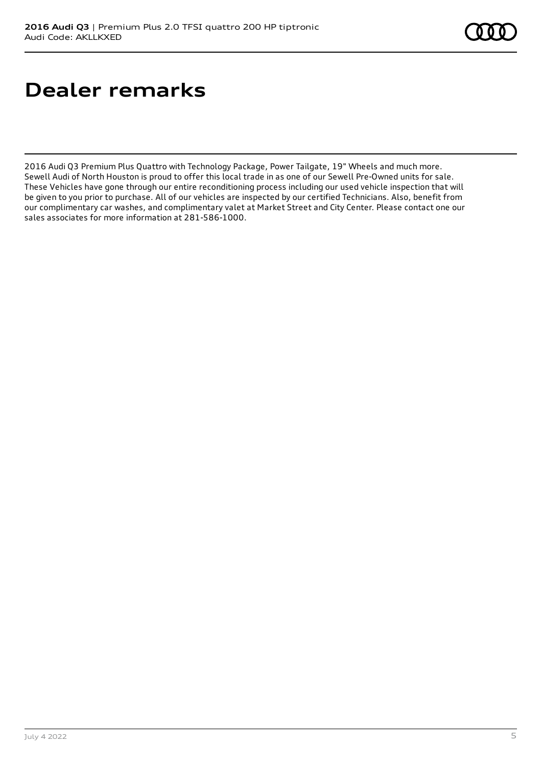# Dealer remarks

2016 Audi Q3 Premium Plus Quattro with Technology Package, Power Tailgate, 19" Wheels and much more. Sewell Audi of North Houston is proud to offer this local trade in as one of our Sewell Pre-Owned units for sale. These Vehicles have gone through our entire reconditioning process including our used vehicle inspection that will be given to you prior to purchase. All of our vehicles are inspected by our certified Technicians. Also, benefit from our complimentary car washes, and complimentary valet at Market Street and City Center. Please contact one our sales associates for more information at 281-586-1000.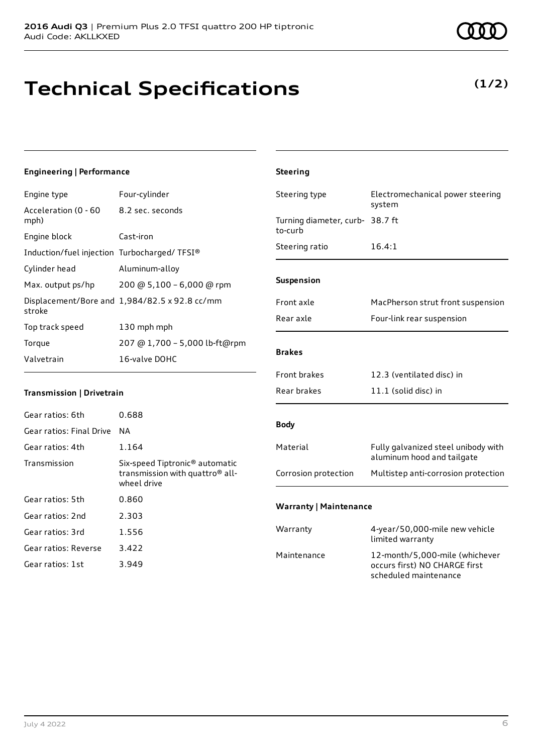# Technical Specifications

**(1/2)**

### Engineering | Performance

| | |
|---|---|
| Engine type | Four-cylinder |
| Acceleration (0 - 60 mph) | 8.2 sec. seconds |
| Engine block | Cast-iron |
| Induction/fuel injection | Turbocharged/ TFSI® |
| Cylinder head | Aluminum-alloy |
| Max. output ps/hp | 200 @ 5,100 – 6,000 @ rpm |
| Displacement/Bore and stroke | 1,984/82.5 x 92.8 cc/mm |
| Top track speed | 130 mph mph |
| Torque | 207 @ 1,700 – 5,000 lb-ft@rpm |
| Valvetrain | 16-valve DOHC |

### Transmission | Drivetrain

| | |
|---|---|
| Gear ratios: 6th | 0.688 |
| Gear ratios: Final Drive | NA |
| Gear ratios: 4th | 1.164 |
| Transmission | Six-speed Tiptronic® automatic transmission with quattro® all-wheel drive |
| Gear ratios: 5th | 0.860 |
| Gear ratios: 2nd | 2.303 |
| Gear ratios: 3rd | 1.556 |
| Gear ratios: Reverse | 3.422 |
| Gear ratios: 1st | 3.949 |

### Steering

| | |
|---|---|
| Steering type | Electromechanical power steering system |
| Turning diameter, curb-to-curb | 38.7 ft |
| Steering ratio | 16.4:1 |

### Suspension

| | |
|---|---|
| Front axle | MacPherson strut front suspension |
| Rear axle | Four-link rear suspension |

### Brakes

| | |
|---|---|
| Front brakes | 12.3 (ventilated disc) in |
| Rear brakes | 11.1 (solid disc) in |

### Body

| | |
|---|---|
| Material | Fully galvanized steel unibody with aluminum hood and tailgate |
| Corrosion protection | Multistep anti-corrosion protection |

### Warranty | Maintenance

| | |
|---|---|
| Warranty | 4-year/50,000-mile new vehicle limited warranty |
| Maintenance | 12-month/5,000-mile (whichever occurs first) NO CHARGE first scheduled maintenance |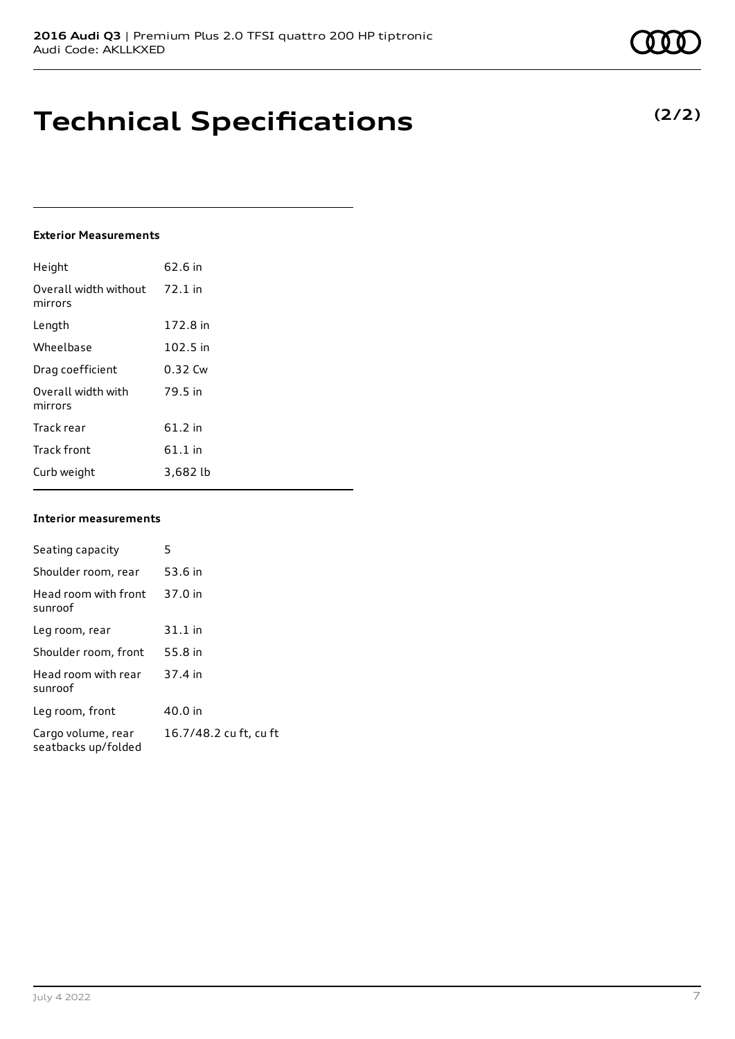# Technical Specifications

**(2/2)**

### Exterior Measurements

| | |
|---|---|
| Height | 62.6 in |
| Overall width without mirrors | 72.1 in |
| Length | 172.8 in |
| Wheelbase | 102.5 in |
| Drag coefficient | 0.32 Cw |
| Overall width with mirrors | 79.5 in |
| Track rear | 61.2 in |
| Track front | 61.1 in |
| Curb weight | 3,682 lb |

### Interior measurements

| | |
|---|---|
| Seating capacity | 5 |
| Shoulder room, rear | 53.6 in |
| Head room with front sunroof | 37.0 in |
| Leg room, rear | 31.1 in |
| Shoulder room, front | 55.8 in |
| Head room with rear sunroof | 37.4 in |
| Leg room, front | 40.0 in |
| Cargo volume, rear seatbacks up/folded | 16.7/48.2 cu ft, cu ft |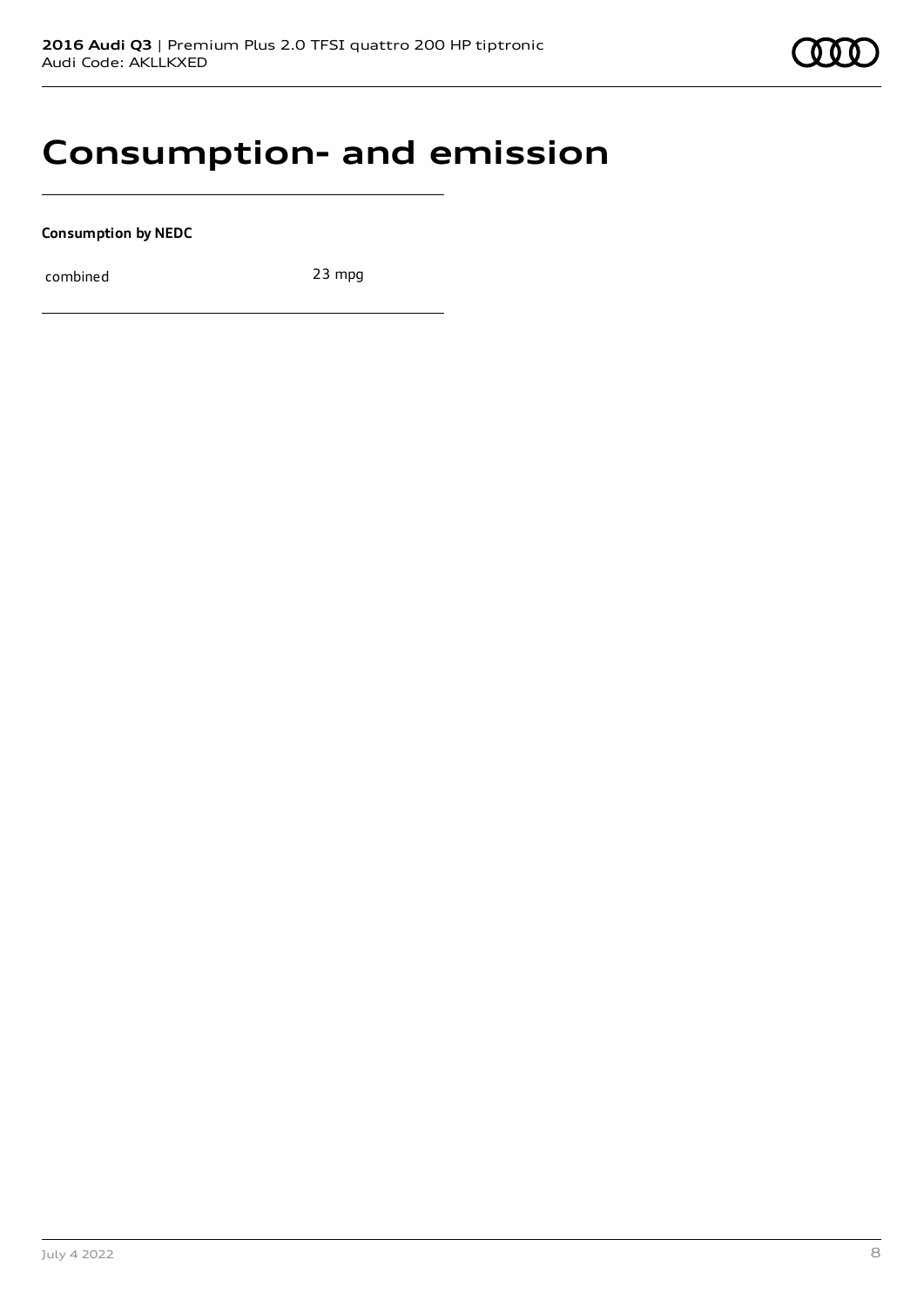# Consumption- and emission

**Consumption by NEDC**

| combined | 23 mpg |
|---|---|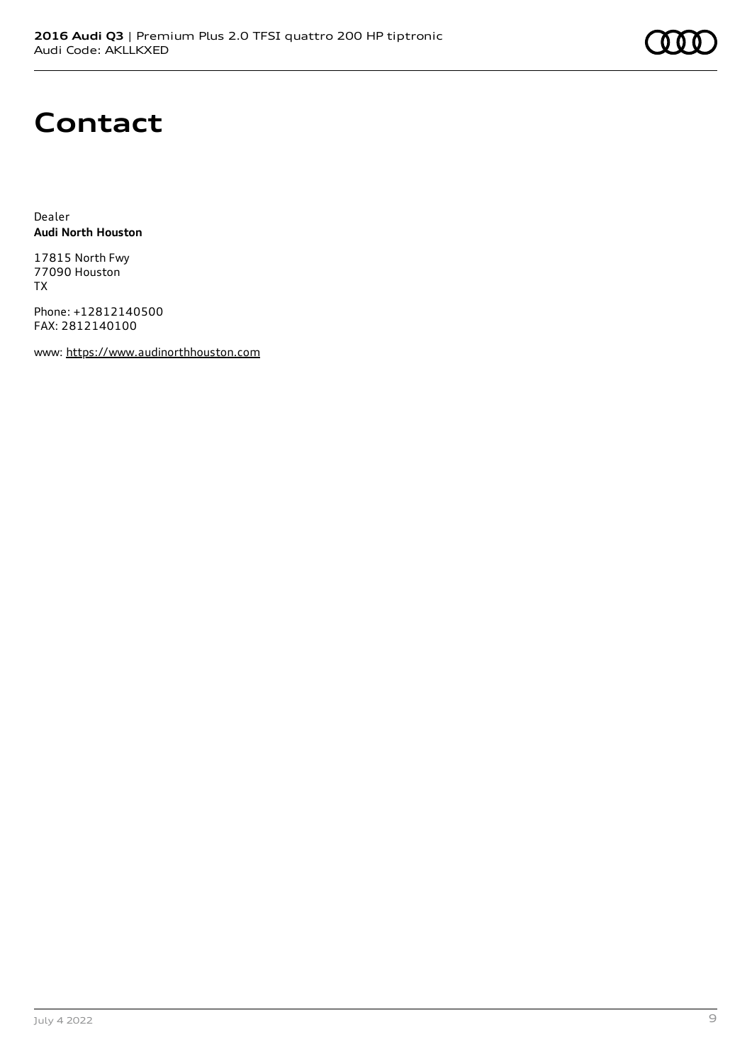# Contact

Dealer
**Audi North Houston**

17815 North Fwy
77090 Houston
TX

Phone: +12812140500
FAX: 2812140100

www: https://www.audinorthhouston.com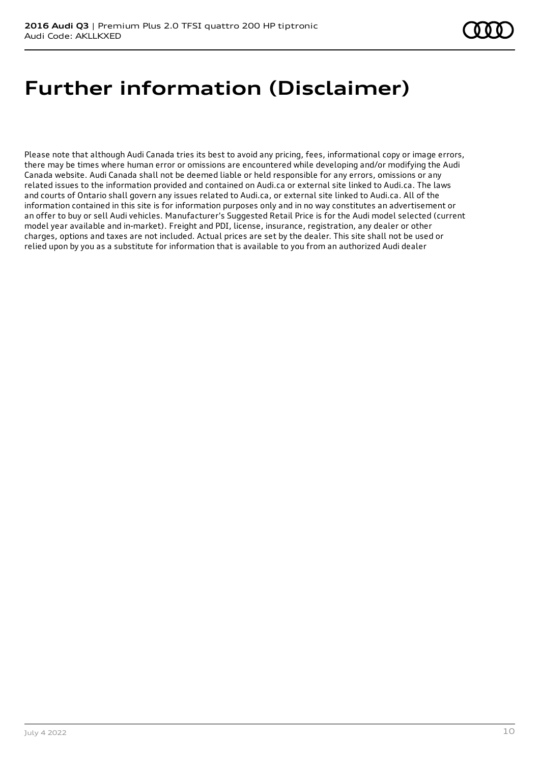# Further information (Disclaimer)

Please note that although Audi Canada tries its best to avoid any pricing, fees, informational copy or image errors, there may be times where human error or omissions are encountered while developing and/or modifying the Audi Canada website. Audi Canada shall not be deemed liable or held responsible for any errors, omissions or any related issues to the information provided and contained on Audi.ca or external site linked to Audi.ca. The laws and courts of Ontario shall govern any issues related to Audi.ca, or external site linked to Audi.ca. All of the information contained in this site is for information purposes only and in no way constitutes an advertisement or an offer to buy or sell Audi vehicles. Manufacturer's Suggested Retail Price is for the Audi model selected (current model year available and in-market). Freight and PDI, license, insurance, registration, any dealer or other charges, options and taxes are not included. Actual prices are set by the dealer. This site shall not be used or relied upon by you as a substitute for information that is available to you from an authorized Audi dealer